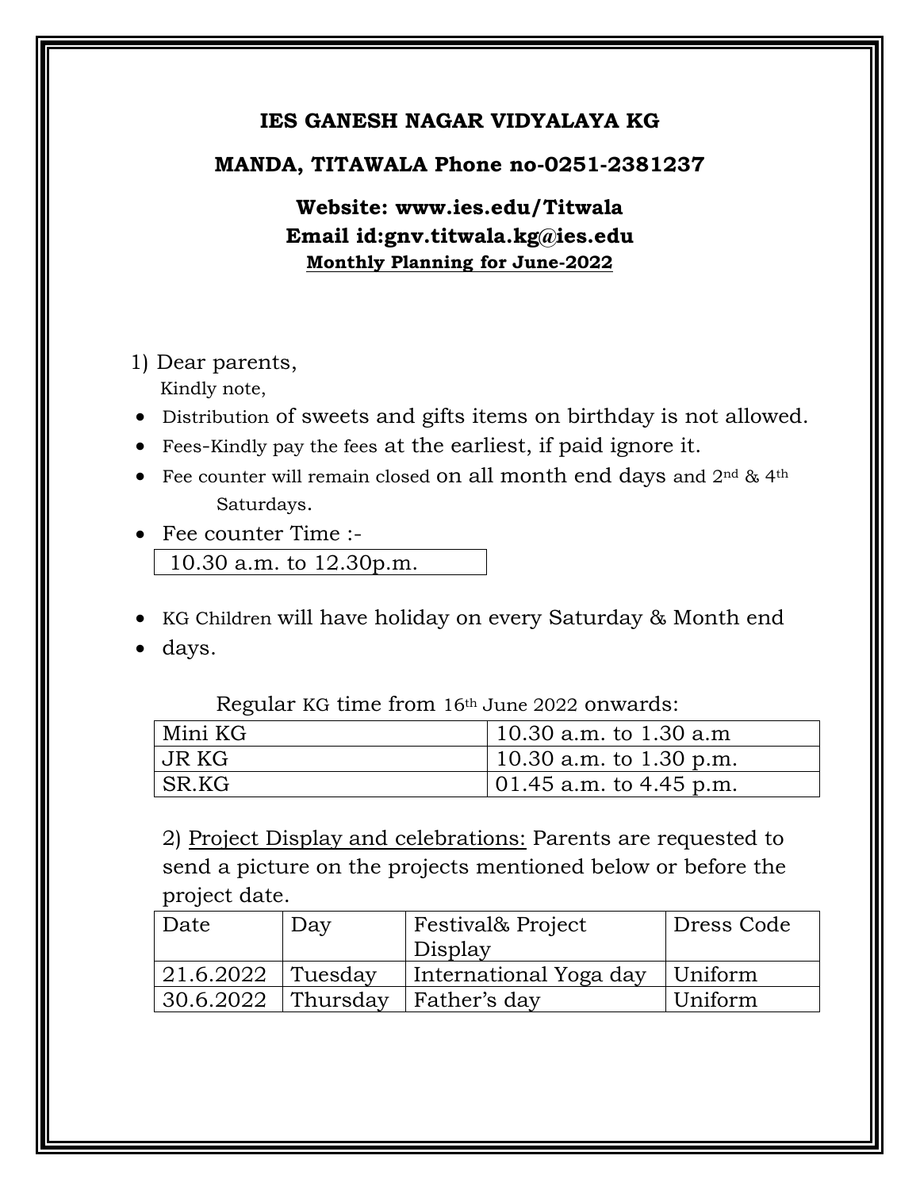**IES GANESH NAGAR VIDYALAYA KG**

**MANDA, TITAWALA Phone no-0251-2381237**

**Website: www.ies.edu/Titwala**
**Email id:gnv.titwala.kg@ies.edu**
**Monthly Planning for June-2022**

1) Dear parents,
Kindly note,

- Distribution of sweets and gifts items on birthday is not allowed.
- Fees-Kindly pay the fees at the earliest, if paid ignore it.
- Fee counter will remain closed on all month end days and 2nd & 4th Saturdays.
- Fee counter Time :-
  10.30 a.m. to 12.30p.m.

- KG Children will have holiday on every Saturday & Month end
- days.

Regular KG time from 16th June 2022 onwards:

| Mini KG | 10.30 a.m. to 1.30 a.m |
|---|---|
| JR KG | 10.30 a.m. to 1.30 p.m. |
| SR.KG | 01.45 a.m. to 4.45 p.m. |

2) Project Display and celebrations: Parents are requested to send a picture on the projects mentioned below or before the project date.

| Date | Day | Festival& Project Display | Dress Code |
|---|---|---|---|
| 21.6.2022 | Tuesday | International Yoga day | Uniform |
| 30.6.2022 | Thursday | Father's day | Uniform |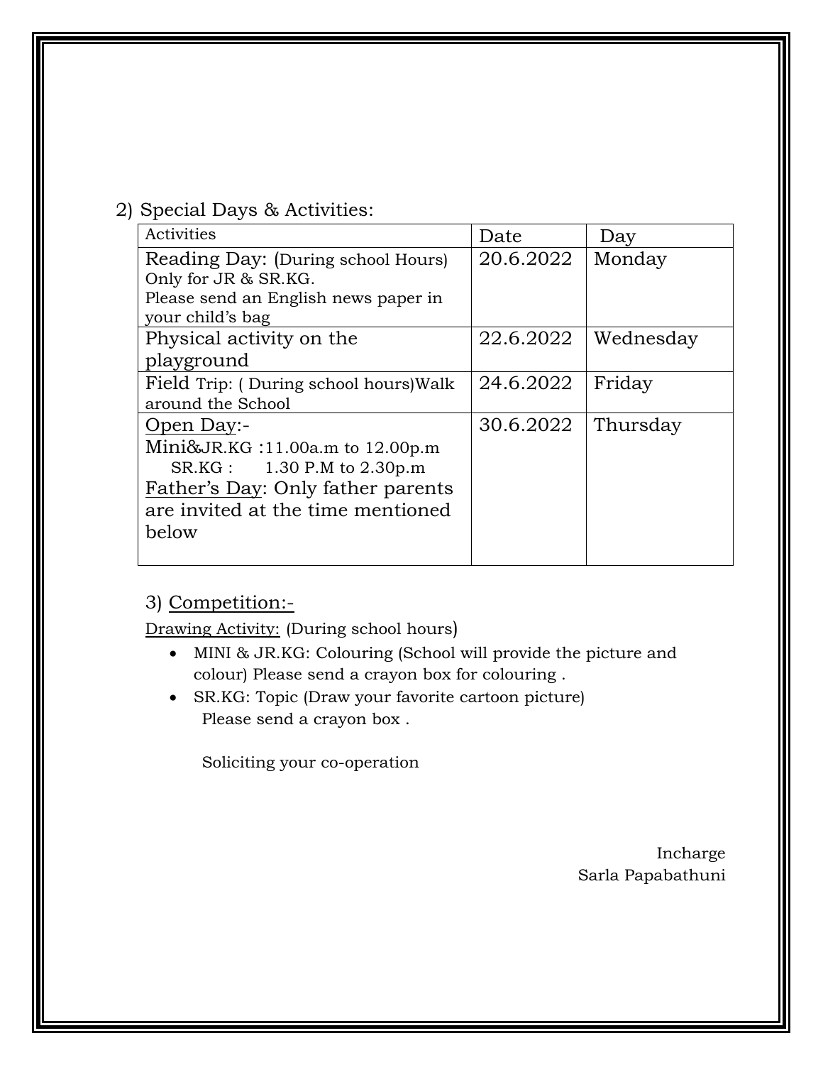2) Special Days & Activities:

| Activities | Date | Day |
|---|---|---|
| Reading Day: (During school Hours) Only for JR & SR.KG. Please send an English news paper in your child's bag | 20.6.2022 | Monday |
| Physical activity on the playground | 22.6.2022 | Wednesday |
| Field Trip: ( During school hours)Walk around the School | 24.6.2022 | Friday |
| <u>Open Day</u>:- Mini&JR.KG :11.00a.m to 12.00p.m SR.KG : 1.30 P.M to 2.30p.m <u>Father's Day</u>: Only father parents are invited at the time mentioned below | 30.6.2022 | Thursday |

3) <u>Competition:-</u>

<u>Drawing Activity:</u> (During school hours)

- MINI & JR.KG: Colouring (School will provide the picture and colour) Please send a crayon box for colouring .
- SR.KG: Topic (Draw your favorite cartoon picture) Please send a crayon box .

Soliciting your co-operation

Incharge
Sarla Papabathuni